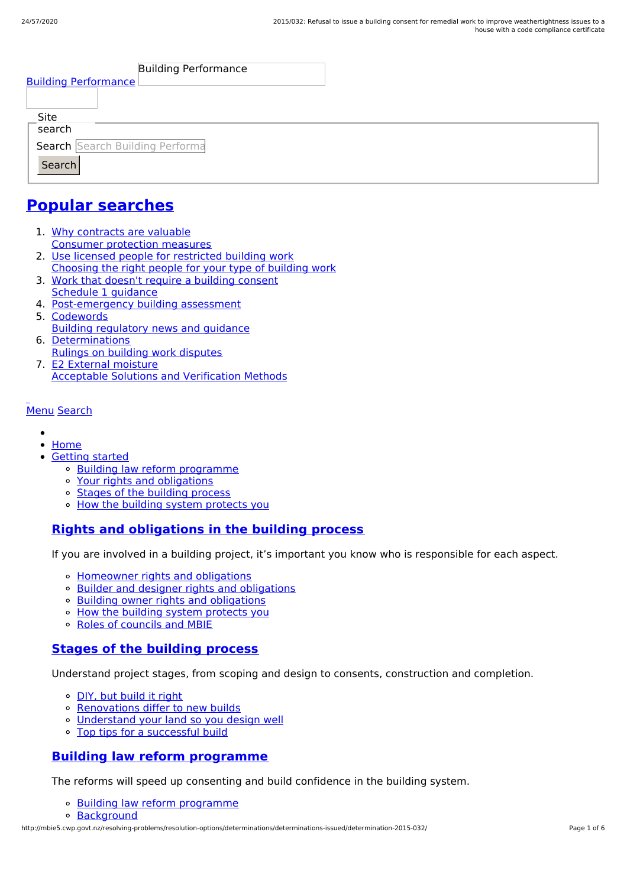Building Performance

[Building Performance]

Site search

Search [Search Building Performa]

Search

## Popular searches

1. Why contracts are valuable
   Consumer protection measures
2. Use licensed people for restricted building work
   Choosing the right people for your type of building work
3. Work that doesn't require a building consent
   Schedule 1 guidance
4. Post-emergency building assessment
5. Codewords
   Building regulatory news and guidance
6. Determinations
   Rulings on building work disputes
7. E2 External moisture
   Acceptable Solutions and Verification Methods

Menu Search

- Home
- Getting started
  - Building law reform programme
  - Your rights and obligations
  - Stages of the building process
  - How the building system protects you

### Rights and obligations in the building process

If you are involved in a building project, it's important you know who is responsible for each aspect.

- Homeowner rights and obligations
- Builder and designer rights and obligations
- Building owner rights and obligations
- How the building system protects you
- Roles of councils and MBIE

### Stages of the building process

Understand project stages, from scoping and design to consents, construction and completion.

- DIY, but build it right
- Renovations differ to new builds
- Understand your land so you design well
- Top tips for a successful build

### Building law reform programme

The reforms will speed up consenting and build confidence in the building system.

- Building law reform programme
- Background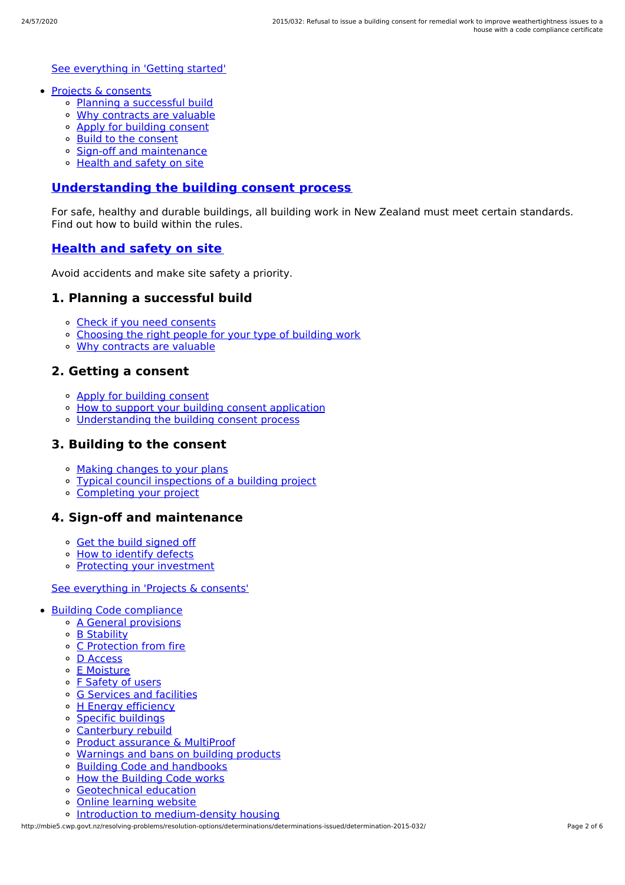[See everything in 'Getting started']

- [Projects & consents]
  - [Planning a successful build]
  - [Why contracts are valuable]
  - [Apply for building consent]
  - [Build to the consent]
  - [Sign-off and maintenance]
  - [Health and safety on site]

## **Understanding the building consent process**

For safe, healthy and durable buildings, all building work in New Zealand must meet certain standards. Find out how to build within the rules.

## **Health and safety on site**

Avoid accidents and make site safety a priority.

### 1. Planning a successful build

- Check if you need consents
- Choosing the right people for your type of building work
- Why contracts are valuable

### 2. Getting a consent

- Apply for building consent
- How to support your building consent application
- Understanding the building consent process

### 3. Building to the consent

- Making changes to your plans
- Typical council inspections of a building project
- Completing your project

### 4. Sign-off and maintenance

- Get the build signed off
- How to identify defects
- Protecting your investment

See everything in 'Projects & consents'

- Building Code compliance
  - A General provisions
  - B Stability
  - C Protection from fire
  - D Access
  - E Moisture
  - F Safety of users
  - G Services and facilities
  - H Energy efficiency
  - Specific buildings
  - Canterbury rebuild
  - Product assurance & MultiProof
  - Warnings and bans on building products
  - Building Code and handbooks
  - How the Building Code works
  - Geotechnical education
  - Online learning website
  - Introduction to medium-density housing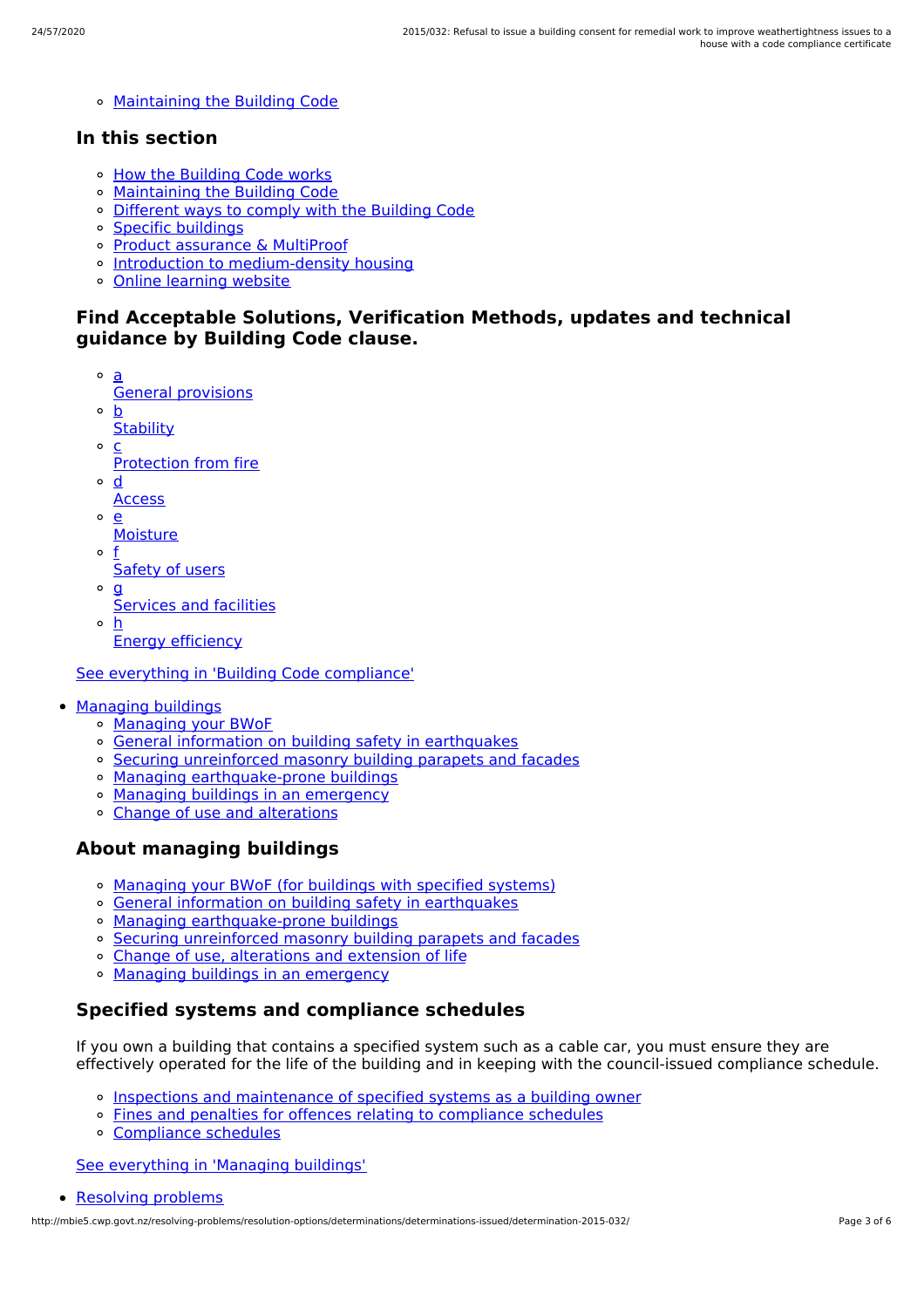- Maintaining the Building Code

## In this section

- How the Building Code works
- Maintaining the Building Code
- Different ways to comply with the Building Code
- Specific buildings
- Product assurance & MultiProof
- Introduction to medium-density housing
- Online learning website

## Find Acceptable Solutions, Verification Methods, updates and technical guidance by Building Code clause.

- a
  General provisions
- b
  Stability
- c
  Protection from fire
- d
  Access
- e
  Moisture
- f
  Safety of users
- g
  Services and facilities
- h
  Energy efficiency

See everything in 'Building Code compliance'

- Managing buildings
  - Managing your BWoF
  - General information on building safety in earthquakes
  - Securing unreinforced masonry building parapets and facades
  - Managing earthquake-prone buildings
  - Managing buildings in an emergency
  - Change of use and alterations

## About managing buildings

- Managing your BWoF (for buildings with specified systems)
- General information on building safety in earthquakes
- Managing earthquake-prone buildings
- Securing unreinforced masonry building parapets and facades
- Change of use, alterations and extension of life
- Managing buildings in an emergency

## Specified systems and compliance schedules

If you own a building that contains a specified system such as a cable car, you must ensure they are effectively operated for the life of the building and in keeping with the council-issued compliance schedule.

- Inspections and maintenance of specified systems as a building owner
- Fines and penalties for offences relating to compliance schedules
- Compliance schedules

See everything in 'Managing buildings'

- Resolving problems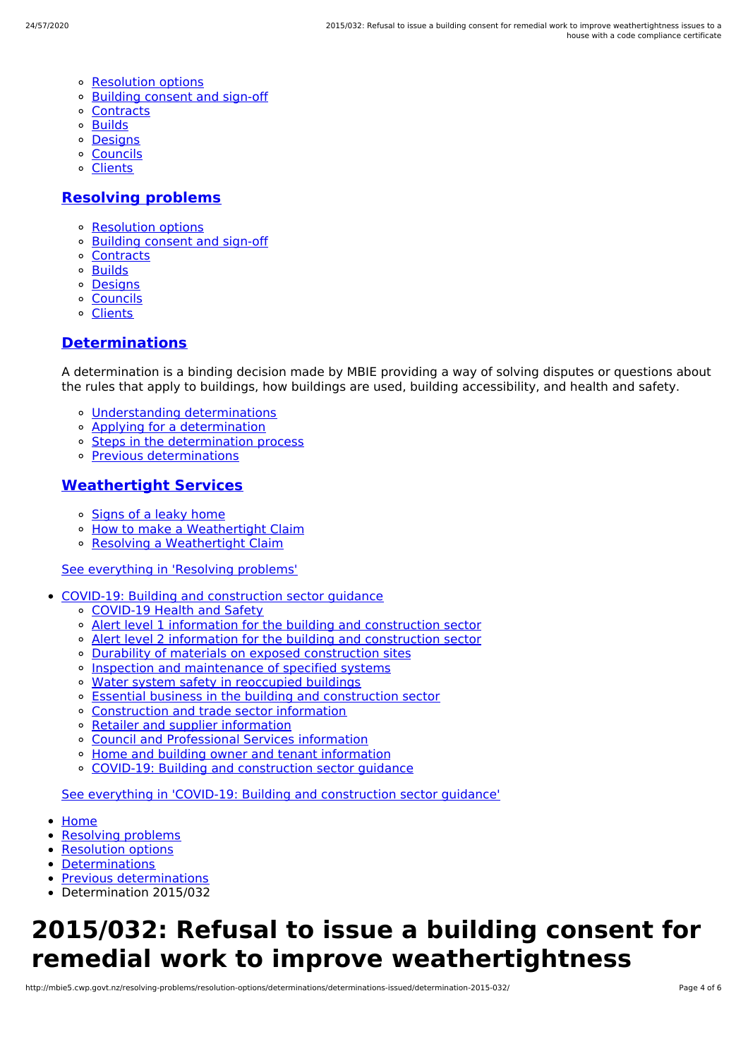- Resolution options
- Building consent and sign-off
- Contracts
- Builds
- Designs
- Councils
- Clients

## Resolving problems

- Resolution options
- Building consent and sign-off
- Contracts
- Builds
- Designs
- Councils
- Clients

## Determinations

A determination is a binding decision made by MBIE providing a way of solving disputes or questions about the rules that apply to buildings, how buildings are used, building accessibility, and health and safety.

- Understanding determinations
- Applying for a determination
- Steps in the determination process
- Previous determinations

## Weathertight Services

- Signs of a leaky home
- How to make a Weathertight Claim
- Resolving a Weathertight Claim

See everything in 'Resolving problems'

- COVID-19: Building and construction sector guidance
  - COVID-19 Health and Safety
  - Alert level 1 information for the building and construction sector
  - Alert level 2 information for the building and construction sector
  - Durability of materials on exposed construction sites
  - Inspection and maintenance of specified systems
  - Water system safety in reoccupied buildings
  - Essential business in the building and construction sector
  - Construction and trade sector information
  - Retailer and supplier information
  - Council and Professional Services information
  - Home and building owner and tenant information
  - COVID-19: Building and construction sector guidance

  See everything in 'COVID-19: Building and construction sector guidance'

- Home
- Resolving problems
- Resolution options
- Determinations
- Previous determinations
- Determination 2015/032

# 2015/032: Refusal to issue a building consent for remedial work to improve weathertightness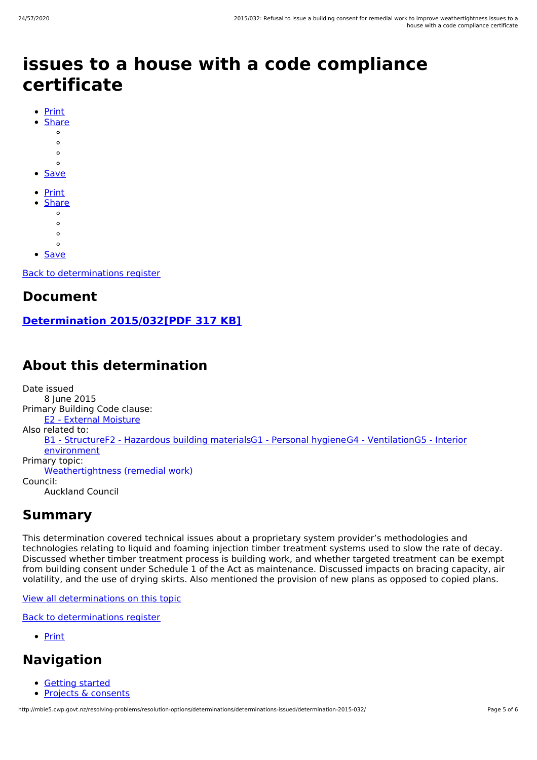# issues to a house with a code compliance certificate

- Print
- Share
- Save

- Print
- Share
- Save

Back to determinations register

## Document

**Determination 2015/032[PDF 317 KB]**

## About this determination

Date issued
: 8 June 2015

Primary Building Code clause:
: E2 - External Moisture

Also related to:
: B1 - StructureF2 - Hazardous building materialsG1 - Personal hygieneG4 - VentilationG5 - Interior environment

Primary topic:
: Weathertightness (remedial work)

Council:
: Auckland Council

## Summary

This determination covered technical issues about a proprietary system provider's methodologies and technologies relating to liquid and foaming injection timber treatment systems used to slow the rate of decay. Discussed whether timber treatment process is building work, and whether targeted treatment can be exempt from building consent under Schedule 1 of the Act as maintenance. Discussed impacts on bracing capacity, air volatility, and the use of drying skirts. Also mentioned the provision of new plans as opposed to copied plans.

View all determinations on this topic

Back to determinations register

- Print

## Navigation

- Getting started
- Projects & consents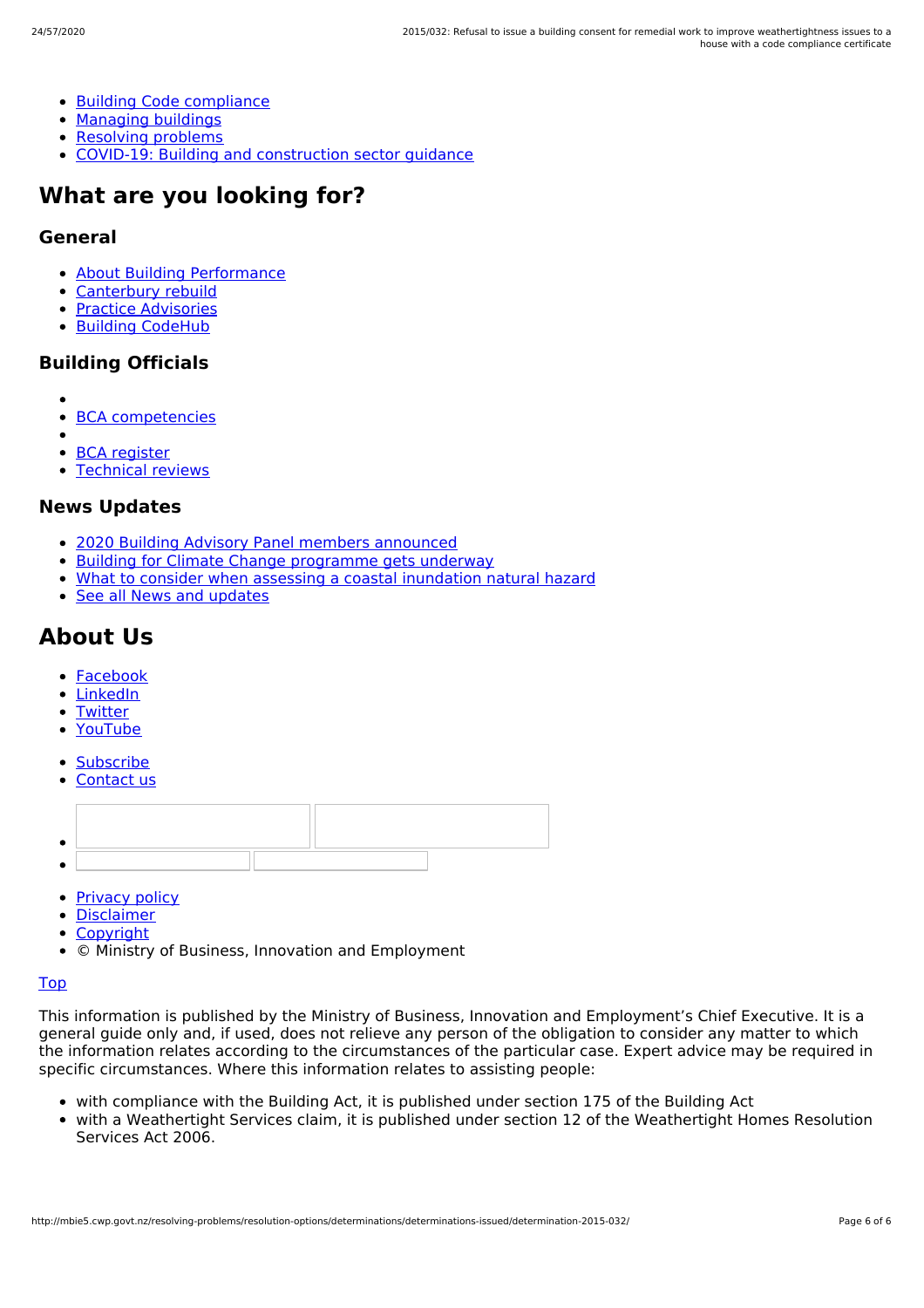- Building Code compliance
- Managing buildings
- Resolving problems
- COVID-19: Building and construction sector guidance

# What are you looking for?

## General

- About Building Performance
- Canterbury rebuild
- Practice Advisories
- Building CodeHub

## Building Officials

- BCA competencies
- BCA register
- Technical reviews

## News Updates

- 2020 Building Advisory Panel members announced
- Building for Climate Change programme gets underway
- What to consider when assessing a coastal inundation natural hazard
- See all News and updates

# About Us

- Facebook
- LinkedIn
- Twitter
- YouTube

- Subscribe
- Contact us

- Privacy policy
- Disclaimer
- Copyright
- © Ministry of Business, Innovation and Employment

Top

This information is published by the Ministry of Business, Innovation and Employment's Chief Executive. It is a general guide only and, if used, does not relieve any person of the obligation to consider any matter to which the information relates according to the circumstances of the particular case. Expert advice may be required in specific circumstances. Where this information relates to assisting people:

- with compliance with the Building Act, it is published under section 175 of the Building Act
- with a Weathertight Services claim, it is published under section 12 of the Weathertight Homes Resolution Services Act 2006.